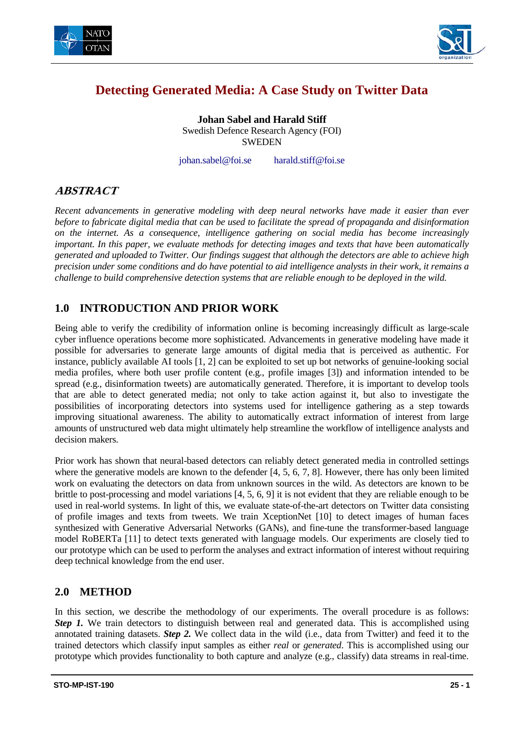# Detecting Generated Media: A Case Study on Twitter Data

**Johan Sabel and Harald Stiff**
Swedish Defence Research Agency (FOI)
SWEDEN

johan.sabel@foi.se harald.stiff@foi.se

## ABSTRACT

*Recent advancements in generative modeling with deep neural networks have made it easier than ever before to fabricate digital media that can be used to facilitate the spread of propaganda and disinformation on the internet. As a consequence, intelligence gathering on social media has become increasingly important. In this paper, we evaluate methods for detecting images and texts that have been automatically generated and uploaded to Twitter. Our findings suggest that although the detectors are able to achieve high precision under some conditions and do have potential to aid intelligence analysts in their work, it remains a challenge to build comprehensive detection systems that are reliable enough to be deployed in the wild.*

## 1.0 INTRODUCTION AND PRIOR WORK

Being able to verify the credibility of information online is becoming increasingly difficult as large-scale cyber influence operations become more sophisticated. Advancements in generative modeling have made it possible for adversaries to generate large amounts of digital media that is perceived as authentic. For instance, publicly available AI tools [1, 2] can be exploited to set up bot networks of genuine-looking social media profiles, where both user profile content (e.g., profile images [3]) and information intended to be spread (e.g., disinformation tweets) are automatically generated. Therefore, it is important to develop tools that are able to detect generated media; not only to take action against it, but also to investigate the possibilities of incorporating detectors into systems used for intelligence gathering as a step towards improving situational awareness. The ability to automatically extract information of interest from large amounts of unstructured web data might ultimately help streamline the workflow of intelligence analysts and decision makers.

Prior work has shown that neural-based detectors can reliably detect generated media in controlled settings where the generative models are known to the defender [4, 5, 6, 7, 8]. However, there has only been limited work on evaluating the detectors on data from unknown sources in the wild. As detectors are known to be brittle to post-processing and model variations [4, 5, 6, 9] it is not evident that they are reliable enough to be used in real-world systems. In light of this, we evaluate state-of-the-art detectors on Twitter data consisting of profile images and texts from tweets. We train XceptionNet [10] to detect images of human faces synthesized with Generative Adversarial Networks (GANs), and fine-tune the transformer-based language model RoBERTa [11] to detect texts generated with language models. Our experiments are closely tied to our prototype which can be used to perform the analyses and extract information of interest without requiring deep technical knowledge from the end user.

## 2.0 METHOD

In this section, we describe the methodology of our experiments. The overall procedure is as follows: ***Step 1.*** We train detectors to distinguish between real and generated data. This is accomplished using annotated training datasets. ***Step 2.*** We collect data in the wild (i.e., data from Twitter) and feed it to the trained detectors which classify input samples as either *real* or *generated*. This is accomplished using our prototype which provides functionality to both capture and analyze (e.g., classify) data streams in real-time.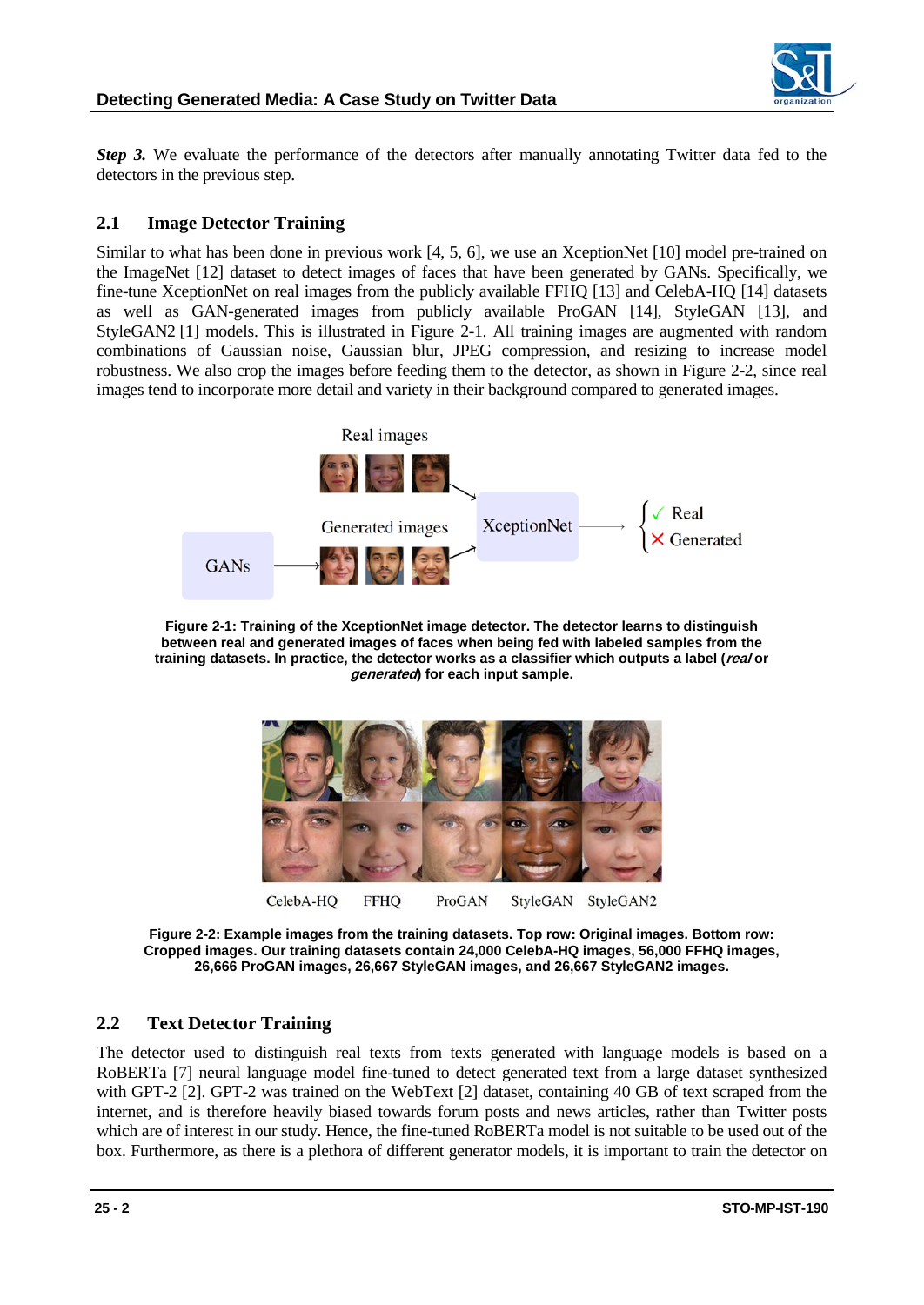***Step 3.*** We evaluate the performance of the detectors after manually annotating Twitter data fed to the detectors in the previous step.

## 2.1 Image Detector Training

Similar to what has been done in previous work [4, 5, 6], we use an XceptionNet [10] model pre-trained on the ImageNet [12] dataset to detect images of faces that have been generated by GANs. Specifically, we fine-tune XceptionNet on real images from the publicly available FFHQ [13] and CelebA-HQ [14] datasets as well as GAN-generated images from publicly available ProGAN [14], StyleGAN [13], and StyleGAN2 [1] models. This is illustrated in Figure 2-1. All training images are augmented with random combinations of Gaussian noise, Gaussian blur, JPEG compression, and resizing to increase model robustness. We also crop the images before feeding them to the detector, as shown in Figure 2-2, since real images tend to incorporate more detail and variety in their background compared to generated images.

**Figure 2-1: Training of the XceptionNet image detector. The detector learns to distinguish between real and generated images of faces when being fed with labeled samples from the training datasets. In practice, the detector works as a classifier which outputs a label (*real* or *generated*) for each input sample.**

**Figure 2-2: Example images from the training datasets. Top row: Original images. Bottom row: Cropped images. Our training datasets contain 24,000 CelebA-HQ images, 56,000 FFHQ images, 26,666 ProGAN images, 26,667 StyleGAN images, and 26,667 StyleGAN2 images.**

## 2.2 Text Detector Training

The detector used to distinguish real texts from texts generated with language models is based on a RoBERTa [7] neural language model fine-tuned to detect generated text from a large dataset synthesized with GPT-2 [2]. GPT-2 was trained on the WebText [2] dataset, containing 40 GB of text scraped from the internet, and is therefore heavily biased towards forum posts and news articles, rather than Twitter posts which are of interest in our study. Hence, the fine-tuned RoBERTa model is not suitable to be used out of the box. Furthermore, as there is a plethora of different generator models, it is important to train the detector on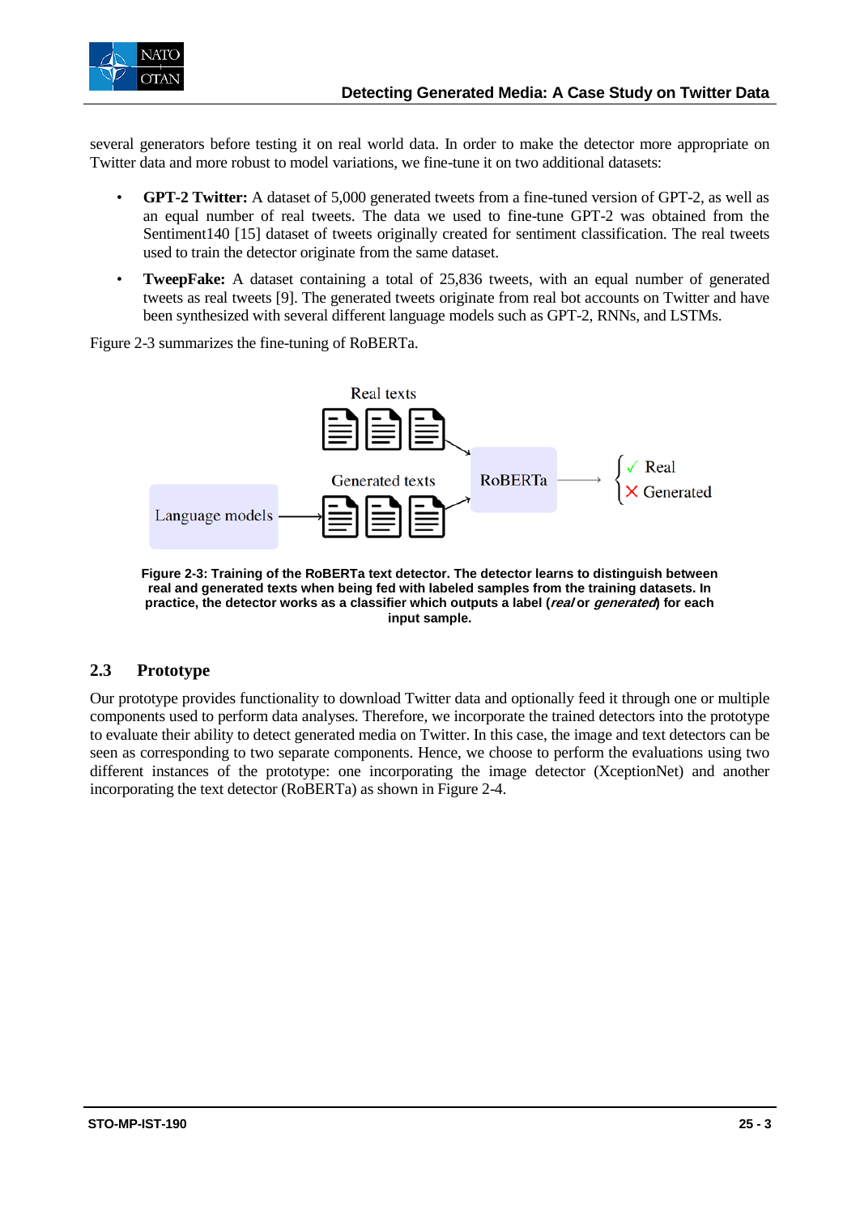several generators before testing it on real world data. In order to make the detector more appropriate on Twitter data and more robust to model variations, we fine-tune it on two additional datasets:

- **GPT-2 Twitter:** A dataset of 5,000 generated tweets from a fine-tuned version of GPT-2, as well as an equal number of real tweets. The data we used to fine-tune GPT-2 was obtained from the Sentiment140 [15] dataset of tweets originally created for sentiment classification. The real tweets used to train the detector originate from the same dataset.
- **TweepFake:** A dataset containing a total of 25,836 tweets, with an equal number of generated tweets as real tweets [9]. The generated tweets originate from real bot accounts on Twitter and have been synthesized with several different language models such as GPT-2, RNNs, and LSTMs.

Figure 2-3 summarizes the fine-tuning of RoBERTa.

**Figure 2-3: Training of the RoBERTa text detector. The detector learns to distinguish between real and generated texts when being fed with labeled samples from the training datasets. In practice, the detector works as a classifier which outputs a label (*real* or *generated*) for each input sample.**

## 2.3 Prototype

Our prototype provides functionality to download Twitter data and optionally feed it through one or multiple components used to perform data analyses. Therefore, we incorporate the trained detectors into the prototype to evaluate their ability to detect generated media on Twitter. In this case, the image and text detectors can be seen as corresponding to two separate components. Hence, we choose to perform the evaluations using two different instances of the prototype: one incorporating the image detector (XceptionNet) and another incorporating the text detector (RoBERTa) as shown in Figure 2-4.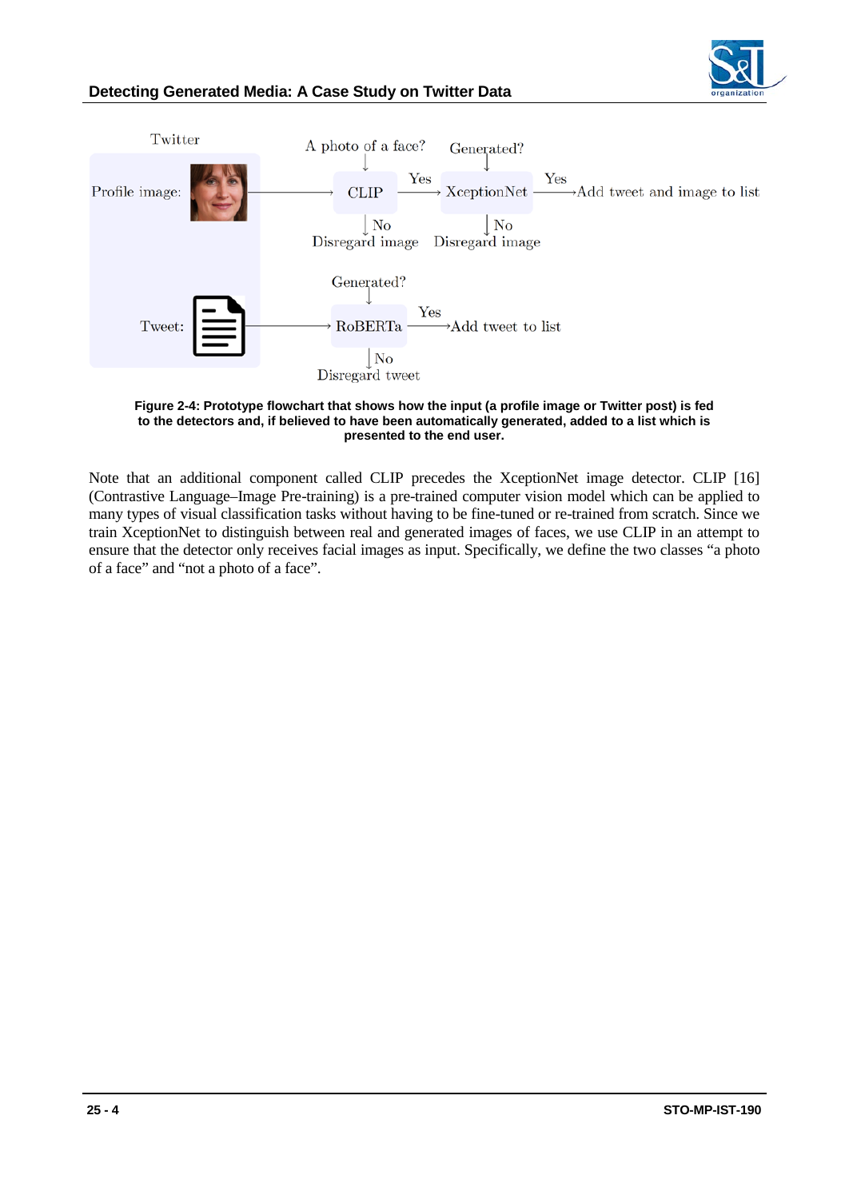**Figure 2-4: Prototype flowchart that shows how the input (a profile image or Twitter post) is fed to the detectors and, if believed to have been automatically generated, added to a list which is presented to the end user.**

Note that an additional component called CLIP precedes the XceptionNet image detector. CLIP [16] (Contrastive Language–Image Pre-training) is a pre-trained computer vision model which can be applied to many types of visual classification tasks without having to be fine-tuned or re-trained from scratch. Since we train XceptionNet to distinguish between real and generated images of faces, we use CLIP in an attempt to ensure that the detector only receives facial images as input. Specifically, we define the two classes "a photo of a face" and "not a photo of a face".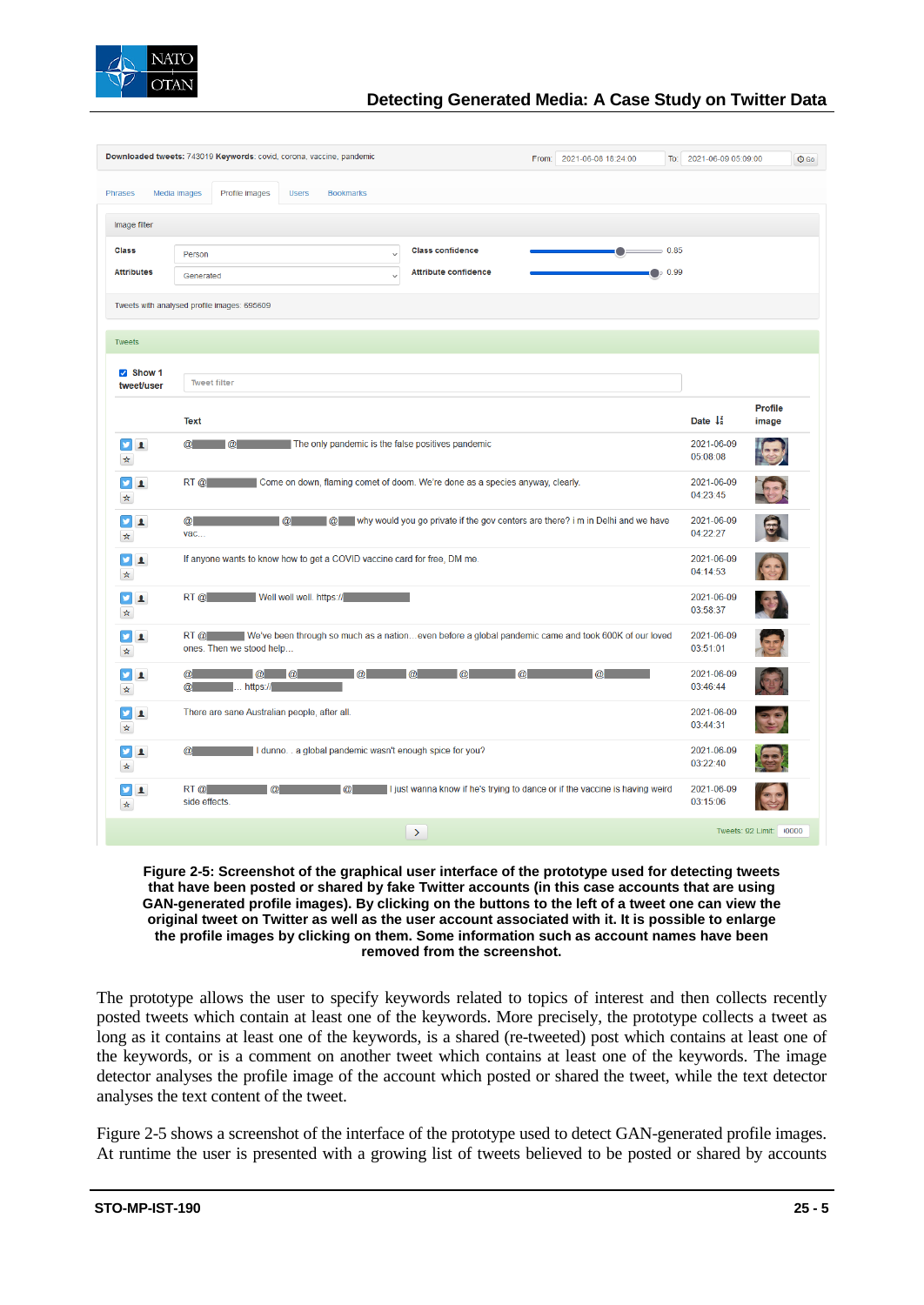Figure 2-5: Screenshot of the graphical user interface of the prototype used for detecting tweets that have been posted or shared by fake Twitter accounts (in this case accounts that are using GAN-generated profile images). By clicking on the buttons to the left of a tweet one can view the original tweet on Twitter as well as the user account associated with it. It is possible to enlarge the profile images by clicking on them. Some information such as account names have been removed from the screenshot.

The prototype allows the user to specify keywords related to topics of interest and then collects recently posted tweets which contain at least one of the keywords. More precisely, the prototype collects a tweet as long as it contains at least one of the keywords, is a shared (re-tweeted) post which contains at least one of the keywords, or is a comment on another tweet which contains at least one of the keywords. The image detector analyses the profile image of the account which posted or shared the tweet, while the text detector analyses the text content of the tweet.

Figure 2-5 shows a screenshot of the interface of the prototype used to detect GAN-generated profile images. At runtime the user is presented with a growing list of tweets believed to be posted or shared by accounts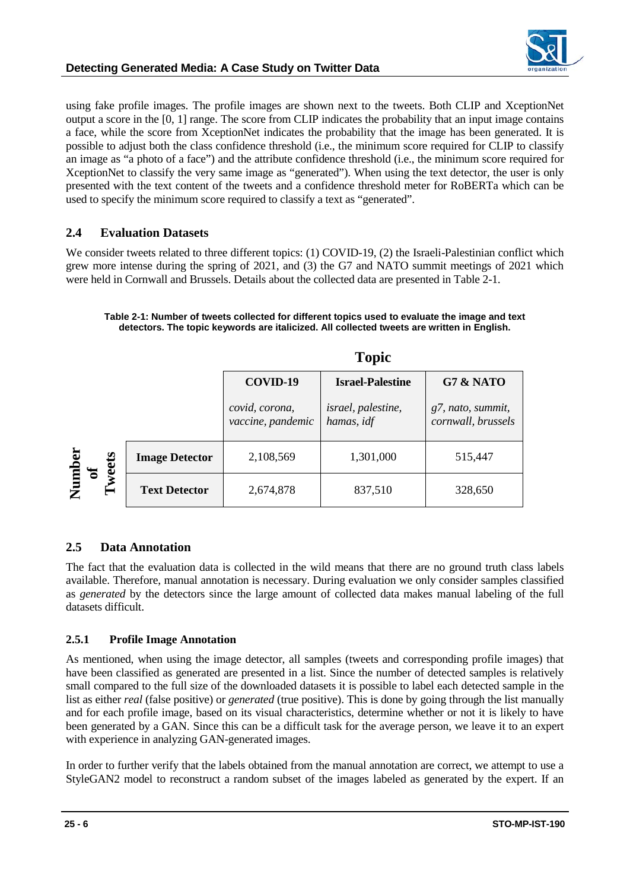using fake profile images. The profile images are shown next to the tweets. Both CLIP and XceptionNet output a score in the [0, 1] range. The score from CLIP indicates the probability that an input image contains a face, while the score from XceptionNet indicates the probability that the image has been generated. It is possible to adjust both the class confidence threshold (i.e., the minimum score required for CLIP to classify an image as "a photo of a face") and the attribute confidence threshold (i.e., the minimum score required for XceptionNet to classify the very same image as "generated"). When using the text detector, the user is only presented with the text content of the tweets and a confidence threshold meter for RoBERTa which can be used to specify the minimum score required to classify a text as "generated".

## 2.4 Evaluation Datasets

We consider tweets related to three different topics: (1) COVID-19, (2) the Israeli-Palestinian conflict which grew more intense during the spring of 2021, and (3) the G7 and NATO summit meetings of 2021 which were held in Cornwall and Brussels. Details about the collected data are presented in Table 2-1.

**Table 2-1: Number of tweets collected for different topics used to evaluate the image and text detectors. The topic keywords are italicized. All collected tweets are written in English.**

| | | Topic | | |
|---|---|---|---|---|
| | | **COVID-19** *covid, corona, vaccine, pandemic* | **Israel-Palestine** *israel, palestine, hamas, idf* | **G7 & NATO** *g7, nato, summit, cornwall, brussels* |
| **Number of Tweets** | **Image Detector** | 2,108,569 | 1,301,000 | 515,447 |
| | **Text Detector** | 2,674,878 | 837,510 | 328,650 |

## 2.5 Data Annotation

The fact that the evaluation data is collected in the wild means that there are no ground truth class labels available. Therefore, manual annotation is necessary. During evaluation we only consider samples classified as *generated* by the detectors since the large amount of collected data makes manual labeling of the full datasets difficult.

### 2.5.1 Profile Image Annotation

As mentioned, when using the image detector, all samples (tweets and corresponding profile images) that have been classified as generated are presented in a list. Since the number of detected samples is relatively small compared to the full size of the downloaded datasets it is possible to label each detected sample in the list as either *real* (false positive) or *generated* (true positive). This is done by going through the list manually and for each profile image, based on its visual characteristics, determine whether or not it is likely to have been generated by a GAN. Since this can be a difficult task for the average person, we leave it to an expert with experience in analyzing GAN-generated images.

In order to further verify that the labels obtained from the manual annotation are correct, we attempt to use a StyleGAN2 model to reconstruct a random subset of the images labeled as generated by the expert. If an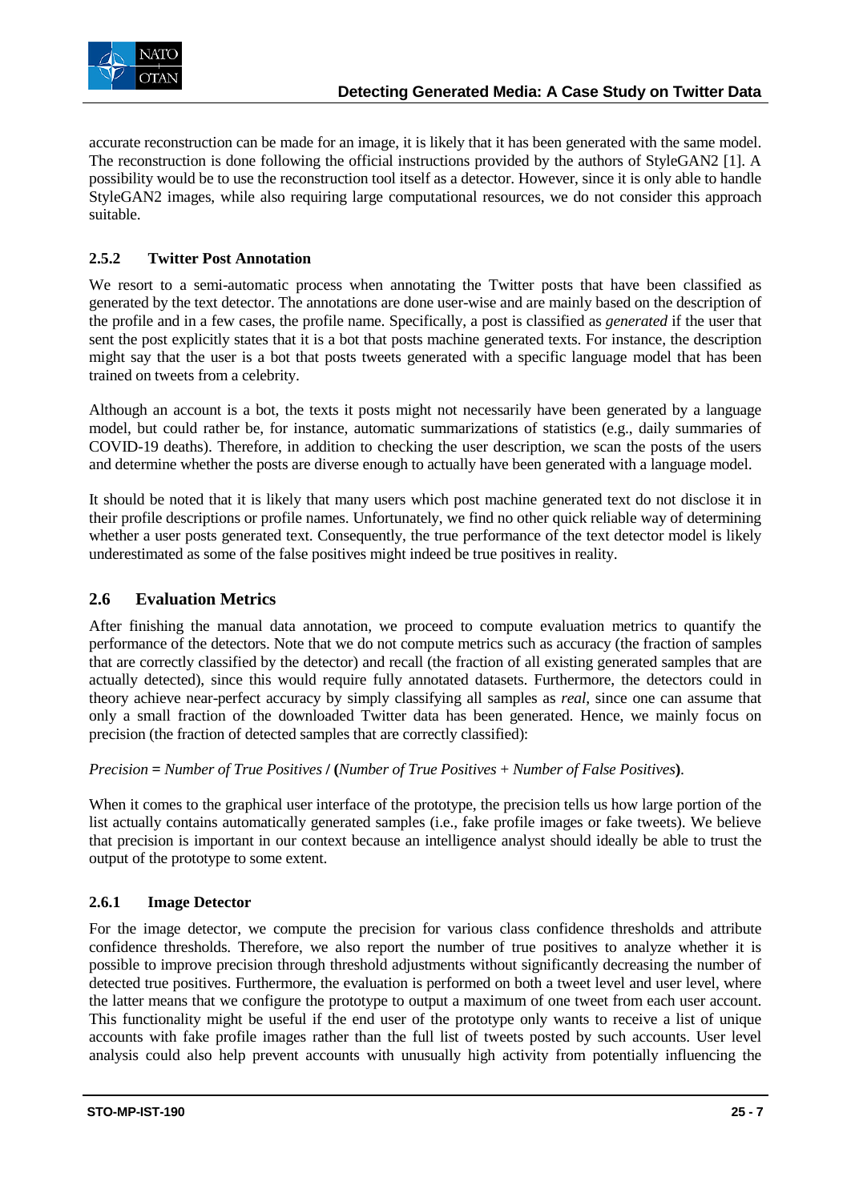accurate reconstruction can be made for an image, it is likely that it has been generated with the same model. The reconstruction is done following the official instructions provided by the authors of StyleGAN2 [1]. A possibility would be to use the reconstruction tool itself as a detector. However, since it is only able to handle StyleGAN2 images, while also requiring large computational resources, we do not consider this approach suitable.

### 2.5.2 Twitter Post Annotation

We resort to a semi-automatic process when annotating the Twitter posts that have been classified as generated by the text detector. The annotations are done user-wise and are mainly based on the description of the profile and in a few cases, the profile name. Specifically, a post is classified as *generated* if the user that sent the post explicitly states that it is a bot that posts machine generated texts. For instance, the description might say that the user is a bot that posts tweets generated with a specific language model that has been trained on tweets from a celebrity.

Although an account is a bot, the texts it posts might not necessarily have been generated by a language model, but could rather be, for instance, automatic summarizations of statistics (e.g., daily summaries of COVID-19 deaths). Therefore, in addition to checking the user description, we scan the posts of the users and determine whether the posts are diverse enough to actually have been generated with a language model.

It should be noted that it is likely that many users which post machine generated text do not disclose it in their profile descriptions or profile names. Unfortunately, we find no other quick reliable way of determining whether a user posts generated text. Consequently, the true performance of the text detector model is likely underestimated as some of the false positives might indeed be true positives in reality.

## 2.6 Evaluation Metrics

After finishing the manual data annotation, we proceed to compute evaluation metrics to quantify the performance of the detectors. Note that we do not compute metrics such as accuracy (the fraction of samples that are correctly classified by the detector) and recall (the fraction of all existing generated samples that are actually detected), since this would require fully annotated datasets. Furthermore, the detectors could in theory achieve near-perfect accuracy by simply classifying all samples as *real*, since one can assume that only a small fraction of the downloaded Twitter data has been generated. Hence, we mainly focus on precision (the fraction of detected samples that are correctly classified):

*Precision* **=** *Number of True Positives* **/ (***Number of True Positives* + *Number of False Positives***)**.

When it comes to the graphical user interface of the prototype, the precision tells us how large portion of the list actually contains automatically generated samples (i.e., fake profile images or fake tweets). We believe that precision is important in our context because an intelligence analyst should ideally be able to trust the output of the prototype to some extent.

### 2.6.1 Image Detector

For the image detector, we compute the precision for various class confidence thresholds and attribute confidence thresholds. Therefore, we also report the number of true positives to analyze whether it is possible to improve precision through threshold adjustments without significantly decreasing the number of detected true positives. Furthermore, the evaluation is performed on both a tweet level and user level, where the latter means that we configure the prototype to output a maximum of one tweet from each user account. This functionality might be useful if the end user of the prototype only wants to receive a list of unique accounts with fake profile images rather than the full list of tweets posted by such accounts. User level analysis could also help prevent accounts with unusually high activity from potentially influencing the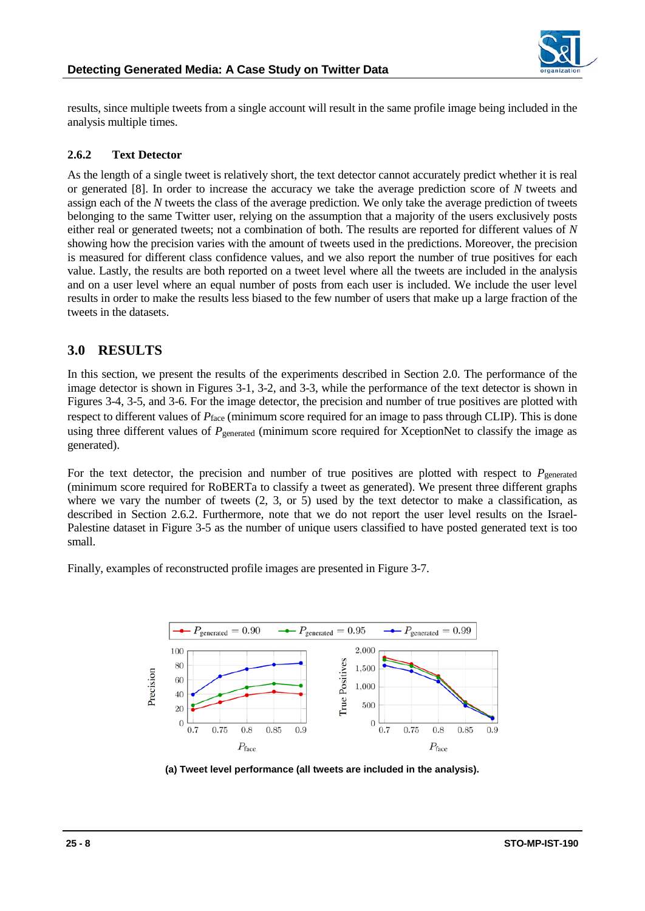results, since multiple tweets from a single account will result in the same profile image being included in the analysis multiple times.

### 2.6.2 Text Detector

As the length of a single tweet is relatively short, the text detector cannot accurately predict whether it is real or generated [8]. In order to increase the accuracy we take the average prediction score of $N$ tweets and assign each of the $N$ tweets the class of the average prediction. We only take the average prediction of tweets belonging to the same Twitter user, relying on the assumption that a majority of the users exclusively posts either real or generated tweets; not a combination of both. The results are reported for different values of $N$ showing how the precision varies with the amount of tweets used in the predictions. Moreover, the precision is measured for different class confidence values, and we also report the number of true positives for each value. Lastly, the results are both reported on a tweet level where all the tweets are included in the analysis and on a user level where an equal number of posts from each user is included. We include the user level results in order to make the results less biased to the few number of users that make up a large fraction of the tweets in the datasets.

## 3.0 RESULTS

In this section, we present the results of the experiments described in Section 2.0. The performance of the image detector is shown in Figures 3-1, 3-2, and 3-3, while the performance of the text detector is shown in Figures 3-4, 3-5, and 3-6. For the image detector, the precision and number of true positives are plotted with respect to different values of $P_{\text{face}}$ (minimum score required for an image to pass through CLIP). This is done using three different values of $P_{\text{generated}}$ (minimum score required for XceptionNet to classify the image as generated).

For the text detector, the precision and number of true positives are plotted with respect to $P_{\text{generated}}$ (minimum score required for RoBERTa to classify a tweet as generated). We present three different graphs where we vary the number of tweets (2, 3, or 5) used by the text detector to make a classification, as described in Section 2.6.2. Furthermore, note that we do not report the user level results on the Israel-Palestine dataset in Figure 3-5 as the number of unique users classified to have posted generated text is too small.

Finally, examples of reconstructed profile images are presented in Figure 3-7.

**(a) Tweet level performance (all tweets are included in the analysis).**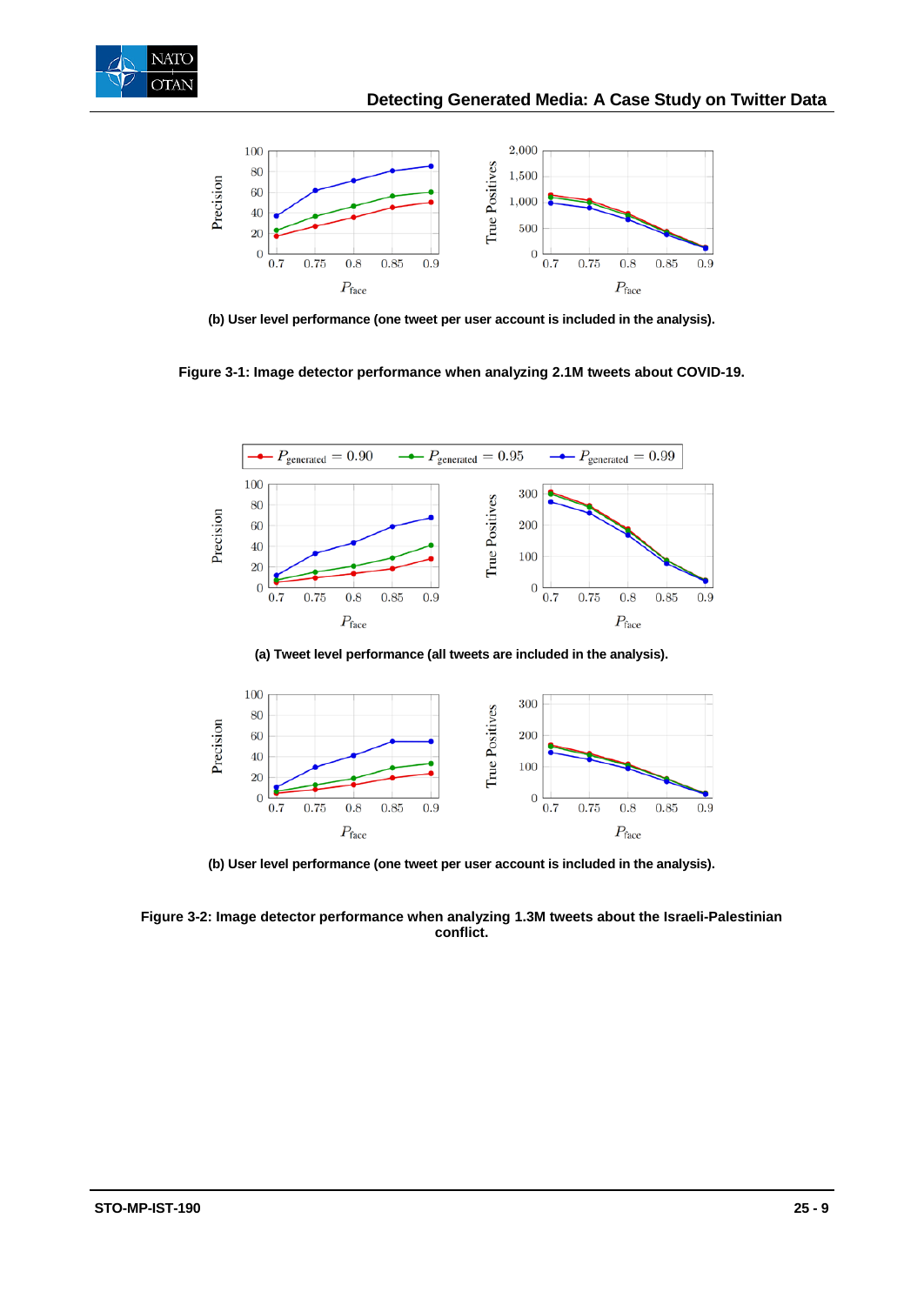(b) User level performance (one tweet per user account is included in the analysis).

**Figure 3-1: Image detector performance when analyzing 2.1M tweets about COVID-19.**

(a) Tweet level performance (all tweets are included in the analysis).

(b) User level performance (one tweet per user account is included in the analysis).

**Figure 3-2: Image detector performance when analyzing 1.3M tweets about the Israeli-Palestinian conflict.**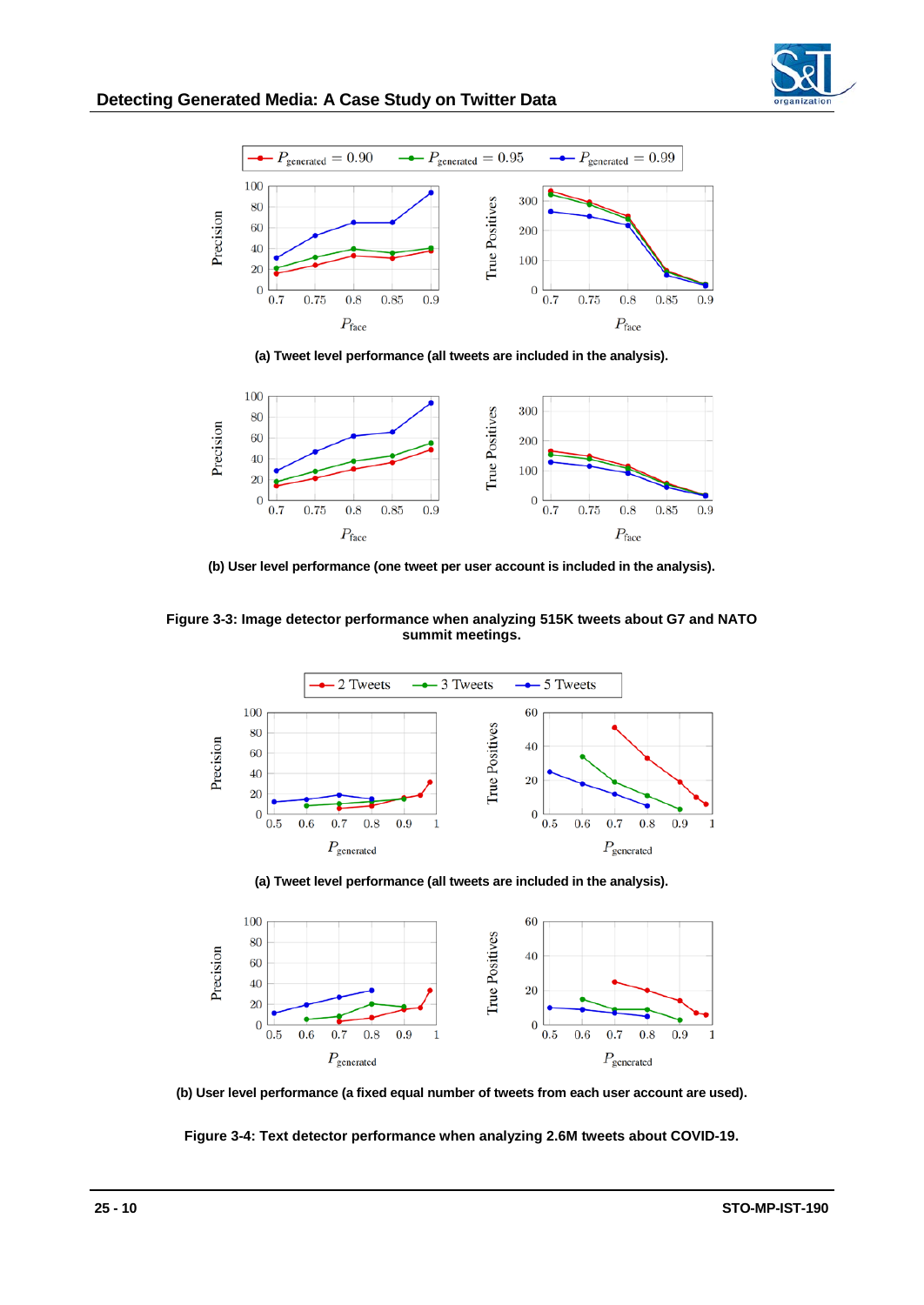(a) Tweet level performance (all tweets are included in the analysis).

(b) User level performance (one tweet per user account is included in the analysis).

**Figure 3-3: Image detector performance when analyzing 515K tweets about G7 and NATO summit meetings.**

(a) Tweet level performance (all tweets are included in the analysis).

(b) User level performance (a fixed equal number of tweets from each user account are used).

**Figure 3-4: Text detector performance when analyzing 2.6M tweets about COVID-19.**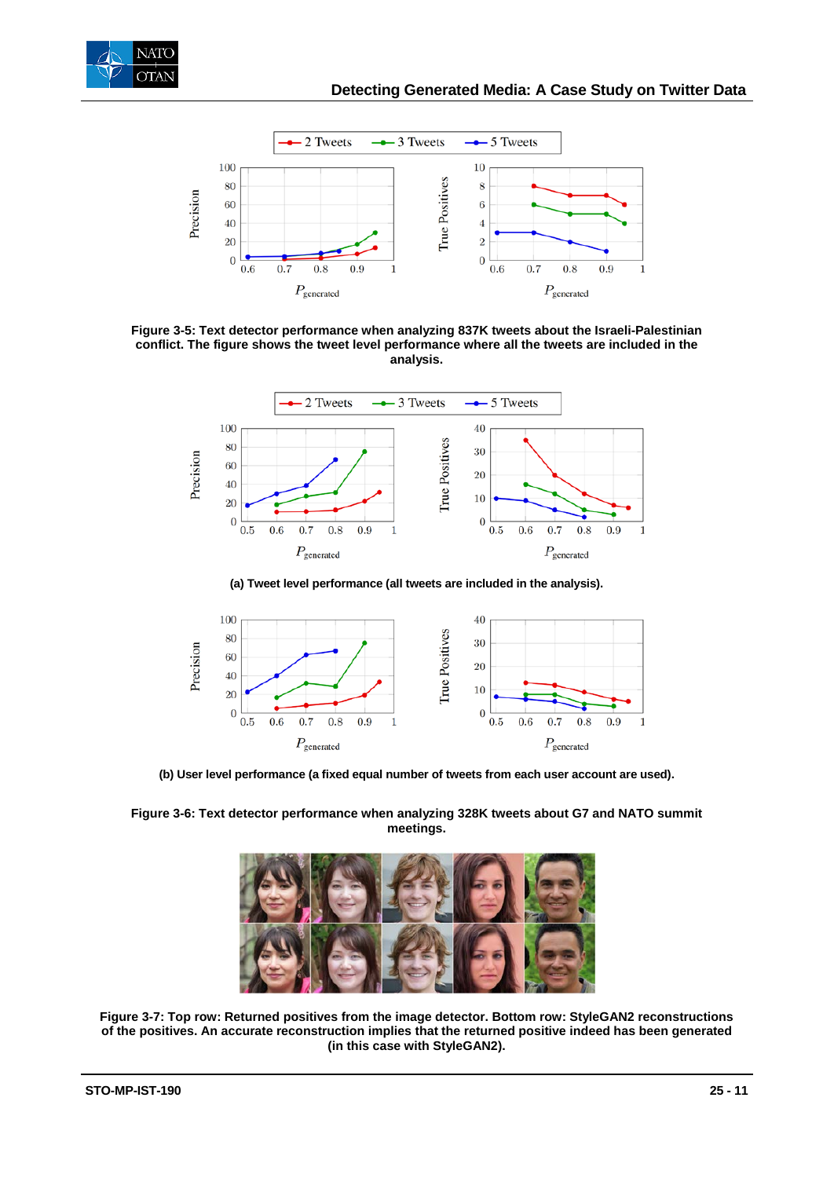**Figure 3-5: Text detector performance when analyzing 837K tweets about the Israeli-Palestinian conflict. The figure shows the tweet level performance where all the tweets are included in the analysis.**

**(a) Tweet level performance (all tweets are included in the analysis).**

**(b) User level performance (a fixed equal number of tweets from each user account are used).**

**Figure 3-6: Text detector performance when analyzing 328K tweets about G7 and NATO summit meetings.**

**Figure 3-7: Top row: Returned positives from the image detector. Bottom row: StyleGAN2 reconstructions of the positives. An accurate reconstruction implies that the returned positive indeed has been generated (in this case with StyleGAN2).**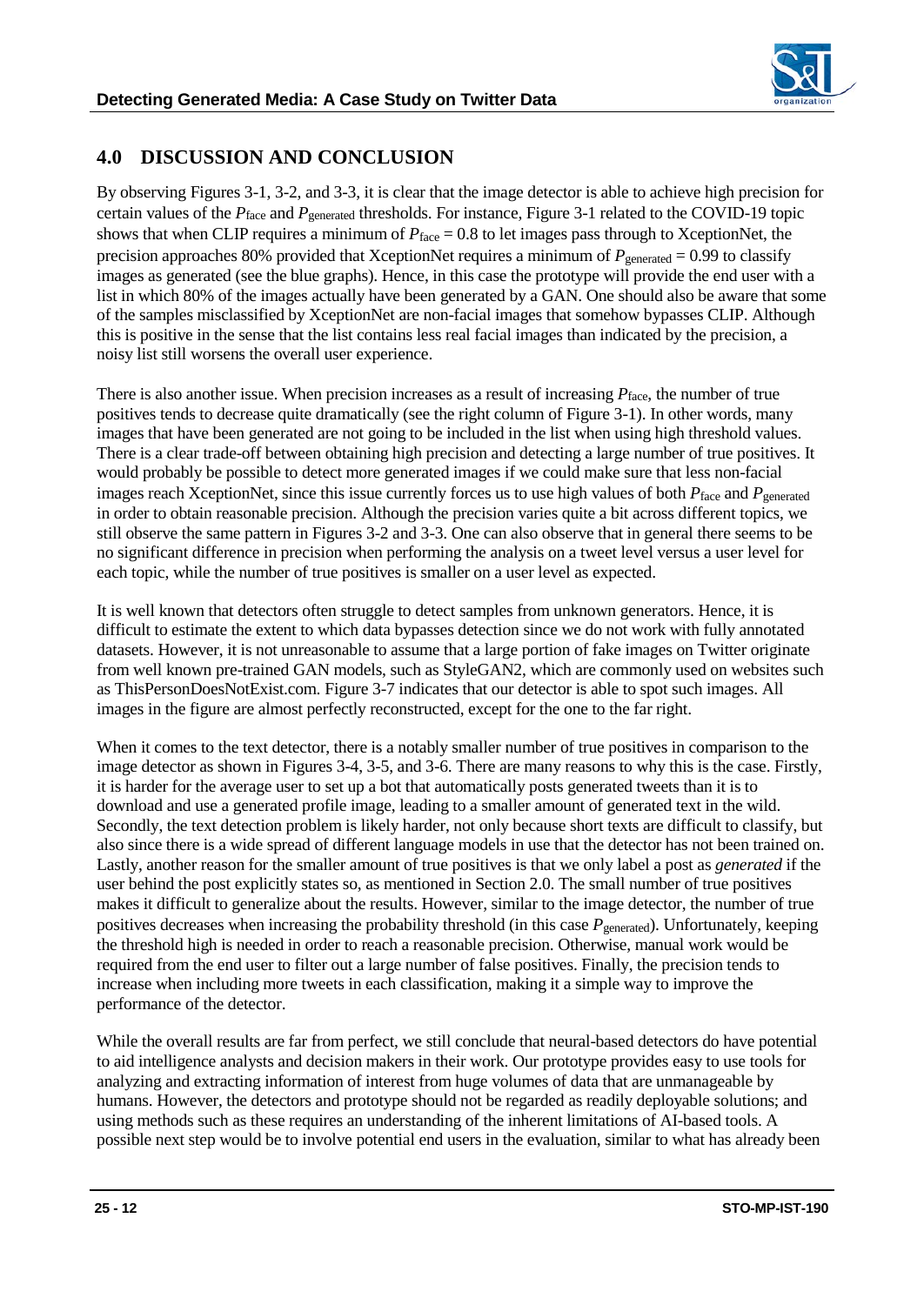## 4.0 DISCUSSION AND CONCLUSION

By observing Figures 3-1, 3-2, and 3-3, it is clear that the image detector is able to achieve high precision for certain values of the $P_{\text{face}}$ and $P_{\text{generated}}$ thresholds. For instance, Figure 3-1 related to the COVID-19 topic shows that when CLIP requires a minimum of $P_{\text{face}} = 0.8$ to let images pass through to XceptionNet, the precision approaches 80% provided that XceptionNet requires a minimum of $P_{\text{generated}} = 0.99$ to classify images as generated (see the blue graphs). Hence, in this case the prototype will provide the end user with a list in which 80% of the images actually have been generated by a GAN. One should also be aware that some of the samples misclassified by XceptionNet are non-facial images that somehow bypasses CLIP. Although this is positive in the sense that the list contains less real facial images than indicated by the precision, a noisy list still worsens the overall user experience.

There is also another issue. When precision increases as a result of increasing $P_{\text{face}}$, the number of true positives tends to decrease quite dramatically (see the right column of Figure 3-1). In other words, many images that have been generated are not going to be included in the list when using high threshold values. There is a clear trade-off between obtaining high precision and detecting a large number of true positives. It would probably be possible to detect more generated images if we could make sure that less non-facial images reach XceptionNet, since this issue currently forces us to use high values of both $P_{\text{face}}$ and $P_{\text{generated}}$ in order to obtain reasonable precision. Although the precision varies quite a bit across different topics, we still observe the same pattern in Figures 3-2 and 3-3. One can also observe that in general there seems to be no significant difference in precision when performing the analysis on a tweet level versus a user level for each topic, while the number of true positives is smaller on a user level as expected.

It is well known that detectors often struggle to detect samples from unknown generators. Hence, it is difficult to estimate the extent to which data bypasses detection since we do not work with fully annotated datasets. However, it is not unreasonable to assume that a large portion of fake images on Twitter originate from well known pre-trained GAN models, such as StyleGAN2, which are commonly used on websites such as ThisPersonDoesNotExist.com. Figure 3-7 indicates that our detector is able to spot such images. All images in the figure are almost perfectly reconstructed, except for the one to the far right.

When it comes to the text detector, there is a notably smaller number of true positives in comparison to the image detector as shown in Figures 3-4, 3-5, and 3-6. There are many reasons to why this is the case. Firstly, it is harder for the average user to set up a bot that automatically posts generated tweets than it is to download and use a generated profile image, leading to a smaller amount of generated text in the wild. Secondly, the text detection problem is likely harder, not only because short texts are difficult to classify, but also since there is a wide spread of different language models in use that the detector has not been trained on. Lastly, another reason for the smaller amount of true positives is that we only label a post as *generated* if the user behind the post explicitly states so, as mentioned in Section 2.0. The small number of true positives makes it difficult to generalize about the results. However, similar to the image detector, the number of true positives decreases when increasing the probability threshold (in this case $P_{\text{generated}}$). Unfortunately, keeping the threshold high is needed in order to reach a reasonable precision. Otherwise, manual work would be required from the end user to filter out a large number of false positives. Finally, the precision tends to increase when including more tweets in each classification, making it a simple way to improve the performance of the detector.

While the overall results are far from perfect, we still conclude that neural-based detectors do have potential to aid intelligence analysts and decision makers in their work. Our prototype provides easy to use tools for analyzing and extracting information of interest from huge volumes of data that are unmanageable by humans. However, the detectors and prototype should not be regarded as readily deployable solutions; and using methods such as these requires an understanding of the inherent limitations of AI-based tools. A possible next step would be to involve potential end users in the evaluation, similar to what has already been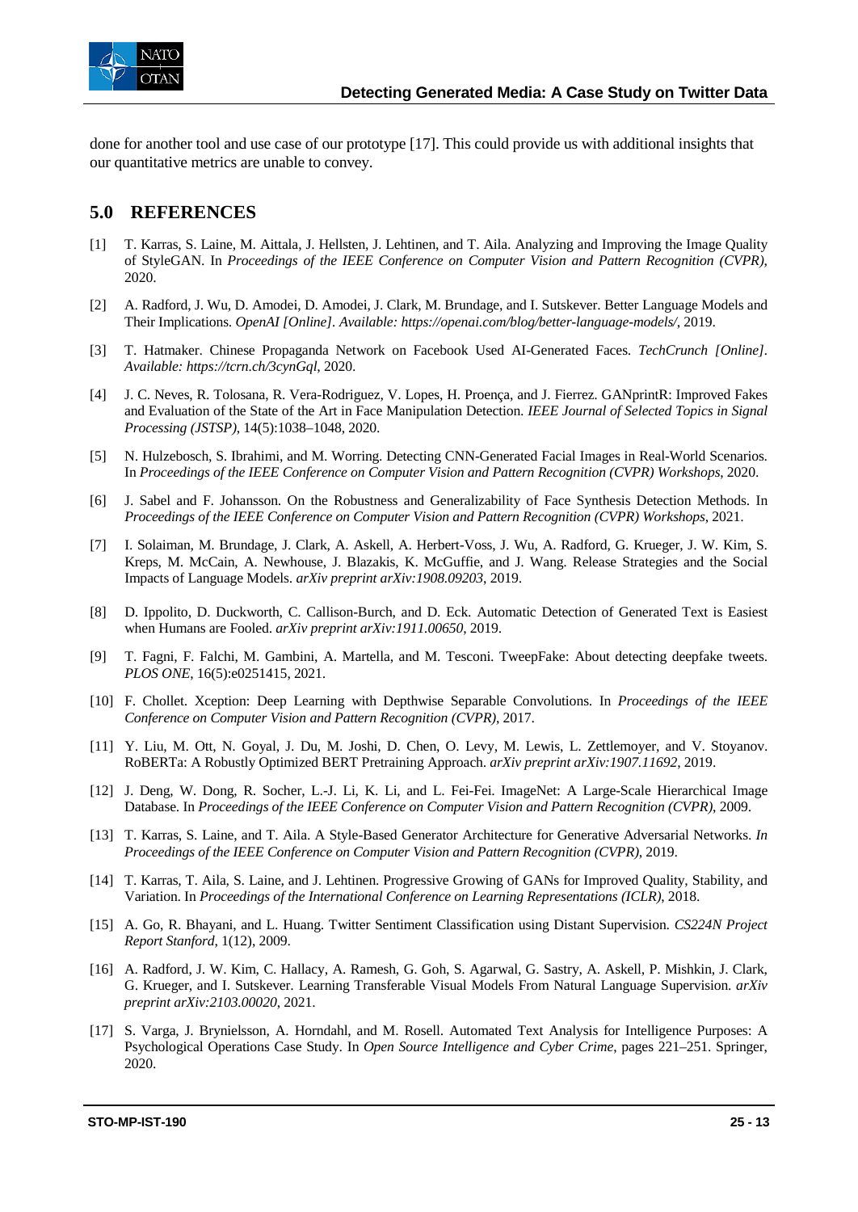done for another tool and use case of our prototype [17]. This could provide us with additional insights that our quantitative metrics are unable to convey.

## 5.0 REFERENCES

[1] T. Karras, S. Laine, M. Aittala, J. Hellsten, J. Lehtinen, and T. Aila. Analyzing and Improving the Image Quality of StyleGAN. In *Proceedings of the IEEE Conference on Computer Vision and Pattern Recognition (CVPR)*, 2020.

[2] A. Radford, J. Wu, D. Amodei, D. Amodei, J. Clark, M. Brundage, and I. Sutskever. Better Language Models and Their Implications. *OpenAI [Online]. Available: https://openai.com/blog/better-language-models/*, 2019.

[3] T. Hatmaker. Chinese Propaganda Network on Facebook Used AI-Generated Faces. *TechCrunch [Online]. Available: https://tcrn.ch/3cynGql*, 2020.

[4] J. C. Neves, R. Tolosana, R. Vera-Rodriguez, V. Lopes, H. Proença, and J. Fierrez. GANprintR: Improved Fakes and Evaluation of the State of the Art in Face Manipulation Detection. *IEEE Journal of Selected Topics in Signal Processing (JSTSP)*, 14(5):1038–1048, 2020.

[5] N. Hulzebosch, S. Ibrahimi, and M. Worring. Detecting CNN-Generated Facial Images in Real-World Scenarios. In *Proceedings of the IEEE Conference on Computer Vision and Pattern Recognition (CVPR) Workshops*, 2020.

[6] J. Sabel and F. Johansson. On the Robustness and Generalizability of Face Synthesis Detection Methods. In *Proceedings of the IEEE Conference on Computer Vision and Pattern Recognition (CVPR) Workshops*, 2021.

[7] I. Solaiman, M. Brundage, J. Clark, A. Askell, A. Herbert-Voss, J. Wu, A. Radford, G. Krueger, J. W. Kim, S. Kreps, M. McCain, A. Newhouse, J. Blazakis, K. McGuffie, and J. Wang. Release Strategies and the Social Impacts of Language Models. *arXiv preprint arXiv:1908.09203*, 2019.

[8] D. Ippolito, D. Duckworth, C. Callison-Burch, and D. Eck. Automatic Detection of Generated Text is Easiest when Humans are Fooled. *arXiv preprint arXiv:1911.00650*, 2019.

[9] T. Fagni, F. Falchi, M. Gambini, A. Martella, and M. Tesconi. TweepFake: About detecting deepfake tweets. *PLOS ONE*, 16(5):e0251415, 2021.

[10] F. Chollet. Xception: Deep Learning with Depthwise Separable Convolutions. In *Proceedings of the IEEE Conference on Computer Vision and Pattern Recognition (CVPR)*, 2017.

[11] Y. Liu, M. Ott, N. Goyal, J. Du, M. Joshi, D. Chen, O. Levy, M. Lewis, L. Zettlemoyer, and V. Stoyanov. RoBERTa: A Robustly Optimized BERT Pretraining Approach. *arXiv preprint arXiv:1907.11692*, 2019.

[12] J. Deng, W. Dong, R. Socher, L.-J. Li, K. Li, and L. Fei-Fei. ImageNet: A Large-Scale Hierarchical Image Database. In *Proceedings of the IEEE Conference on Computer Vision and Pattern Recognition (CVPR)*, 2009.

[13] T. Karras, S. Laine, and T. Aila. A Style-Based Generator Architecture for Generative Adversarial Networks. *In Proceedings of the IEEE Conference on Computer Vision and Pattern Recognition (CVPR)*, 2019.

[14] T. Karras, T. Aila, S. Laine, and J. Lehtinen. Progressive Growing of GANs for Improved Quality, Stability, and Variation. In *Proceedings of the International Conference on Learning Representations (ICLR)*, 2018.

[15] A. Go, R. Bhayani, and L. Huang. Twitter Sentiment Classification using Distant Supervision. *CS224N Project Report Stanford*, 1(12), 2009.

[16] A. Radford, J. W. Kim, C. Hallacy, A. Ramesh, G. Goh, S. Agarwal, G. Sastry, A. Askell, P. Mishkin, J. Clark, G. Krueger, and I. Sutskever. Learning Transferable Visual Models From Natural Language Supervision. *arXiv preprint arXiv:2103.00020*, 2021.

[17] S. Varga, J. Brynielsson, A. Horndahl, and M. Rosell. Automated Text Analysis for Intelligence Purposes: A Psychological Operations Case Study. In *Open Source Intelligence and Cyber Crime*, pages 221–251. Springer, 2020.